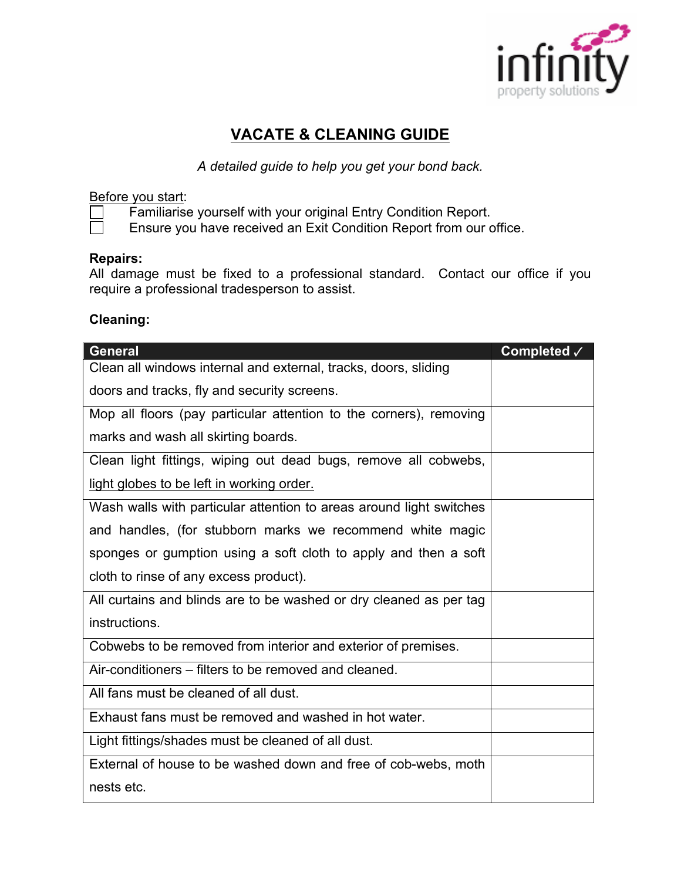# VACATE & CLEANING GUIDE

*A detailed guide to help you get your bond back.*

Before you start:

- ☐ Familiarise yourself with your original Entry Condition Report.
- ☐ Ensure you have received an Exit Condition Report from our office.

**Repairs:**

All damage must be fixed to a professional standard. Contact our office if you require a professional tradesperson to assist.

**Cleaning:**

| General | Completed ✓ |
|---|---|
| Clean all windows internal and external, tracks, doors, sliding doors and tracks, fly and security screens. | |
| Mop all floors (pay particular attention to the corners), removing marks and wash all skirting boards. | |
| Clean light fittings, wiping out dead bugs, remove all cobwebs, light globes to be left in working order. | |
| Wash walls with particular attention to areas around light switches and handles, (for stubborn marks we recommend white magic sponges or gumption using a soft cloth to apply and then a soft cloth to rinse of any excess product). | |
| All curtains and blinds are to be washed or dry cleaned as per tag instructions. | |
| Cobwebs to be removed from interior and exterior of premises. | |
| Air-conditioners – filters to be removed and cleaned. | |
| All fans must be cleaned of all dust. | |
| Exhaust fans must be removed and washed in hot water. | |
| Light fittings/shades must be cleaned of all dust. | |
| External of house to be washed down and free of cob-webs, moth nests etc. | |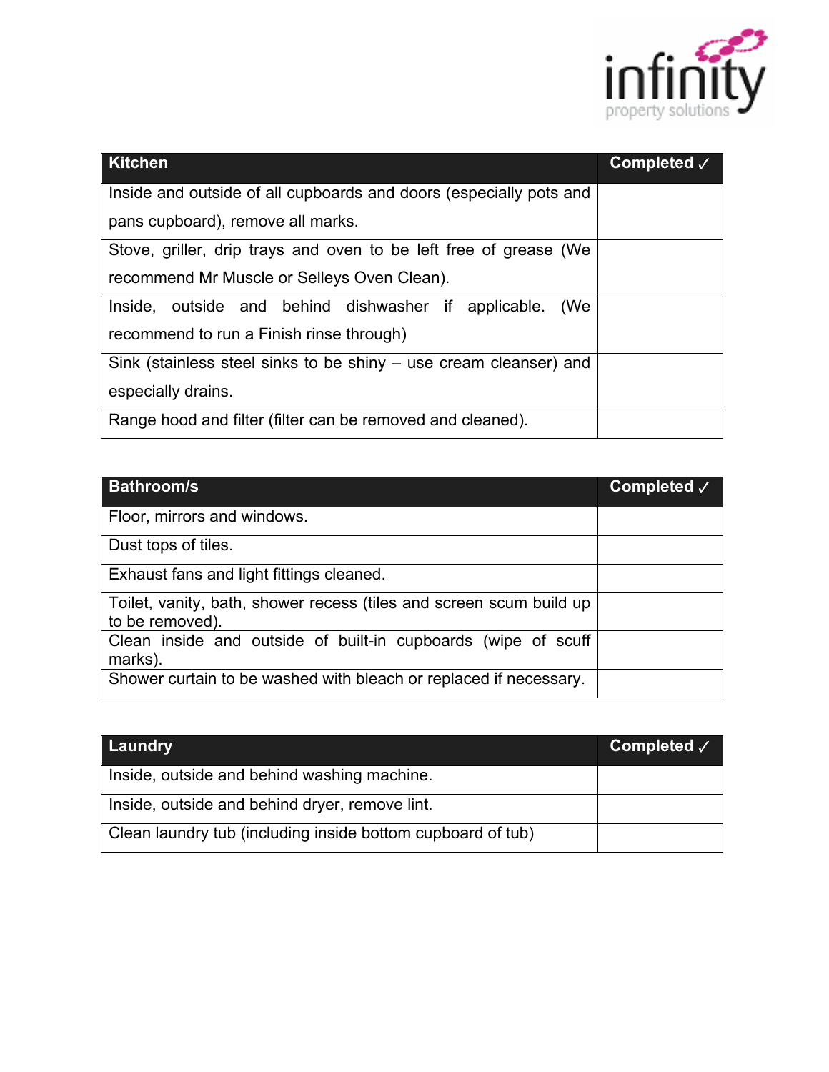| Kitchen | Completed ✓ |
| --- | --- |
| Inside and outside of all cupboards and doors (especially pots and pans cupboard), remove all marks. | |
| Stove, griller, drip trays and oven to be left free of grease (We recommend Mr Muscle or Selleys Oven Clean). | |
| Inside, outside and behind dishwasher if applicable. (We recommend to run a Finish rinse through) | |
| Sink (stainless steel sinks to be shiny – use cream cleanser) and especially drains. | |
| Range hood and filter (filter can be removed and cleaned). | |

| Bathroom/s | Completed ✓ |
| --- | --- |
| Floor, mirrors and windows. | |
| Dust tops of tiles. | |
| Exhaust fans and light fittings cleaned. | |
| Toilet, vanity, bath, shower recess (tiles and screen scum build up to be removed). | |
| Clean inside and outside of built-in cupboards (wipe of scuff marks). | |
| Shower curtain to be washed with bleach or replaced if necessary. | |

| Laundry | Completed ✓ |
| --- | --- |
| Inside, outside and behind washing machine. | |
| Inside, outside and behind dryer, remove lint. | |
| Clean laundry tub (including inside bottom cupboard of tub) | |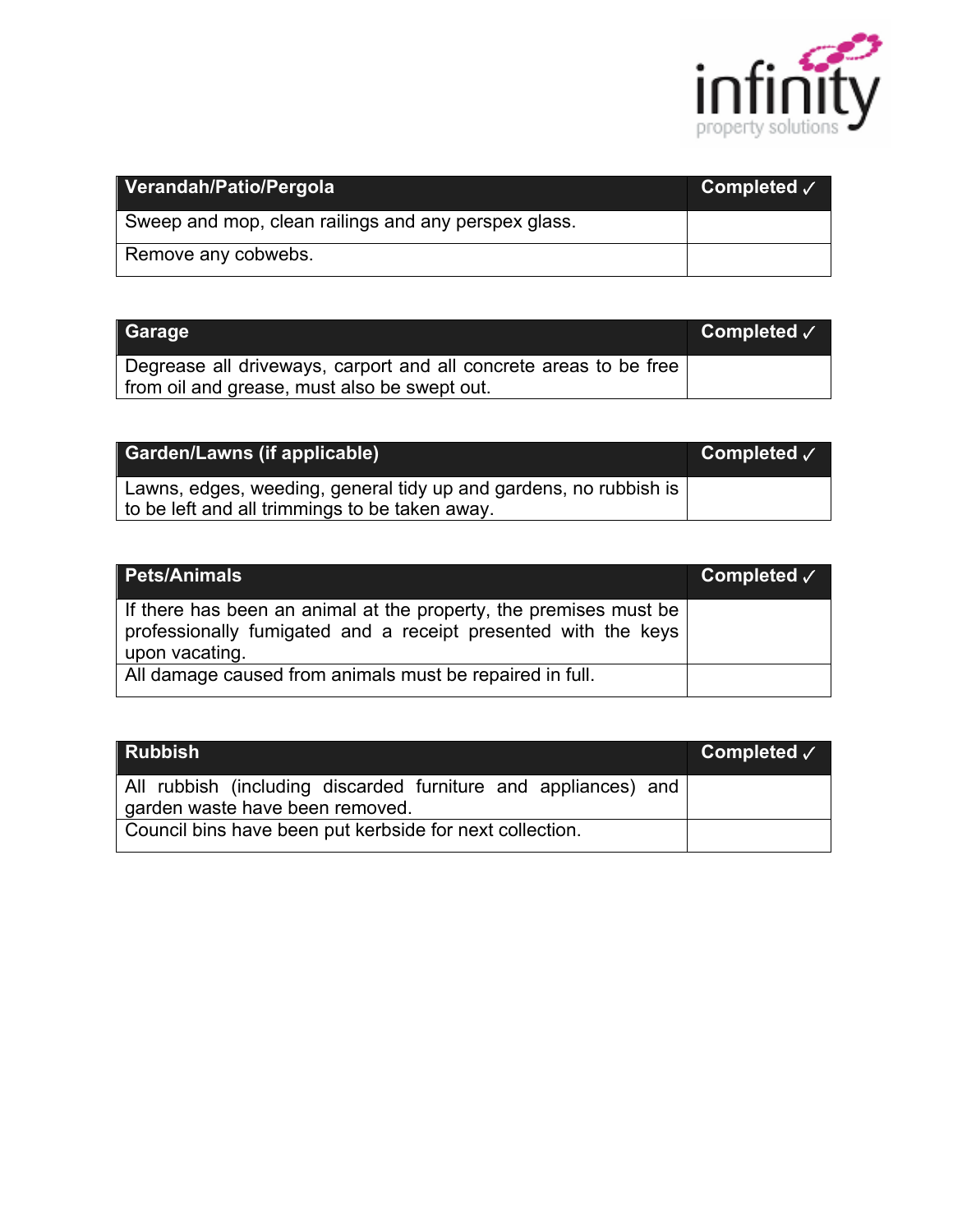| Verandah/Patio/Pergola | Completed ✓ |
| --- | --- |
| Sweep and mop, clean railings and any perspex glass. | |
| Remove any cobwebs. | |

| Garage | Completed ✓ |
| --- | --- |
| Degrease all driveways, carport and all concrete areas to be free from oil and grease, must also be swept out. | |

| Garden/Lawns (if applicable) | Completed ✓ |
| --- | --- |
| Lawns, edges, weeding, general tidy up and gardens, no rubbish is to be left and all trimmings to be taken away. | |

| Pets/Animals | Completed ✓ |
| --- | --- |
| If there has been an animal at the property, the premises must be professionally fumigated and a receipt presented with the keys upon vacating. | |
| All damage caused from animals must be repaired in full. | |

| Rubbish | Completed ✓ |
| --- | --- |
| All rubbish (including discarded furniture and appliances) and garden waste have been removed. | |
| Council bins have been put kerbside for next collection. | |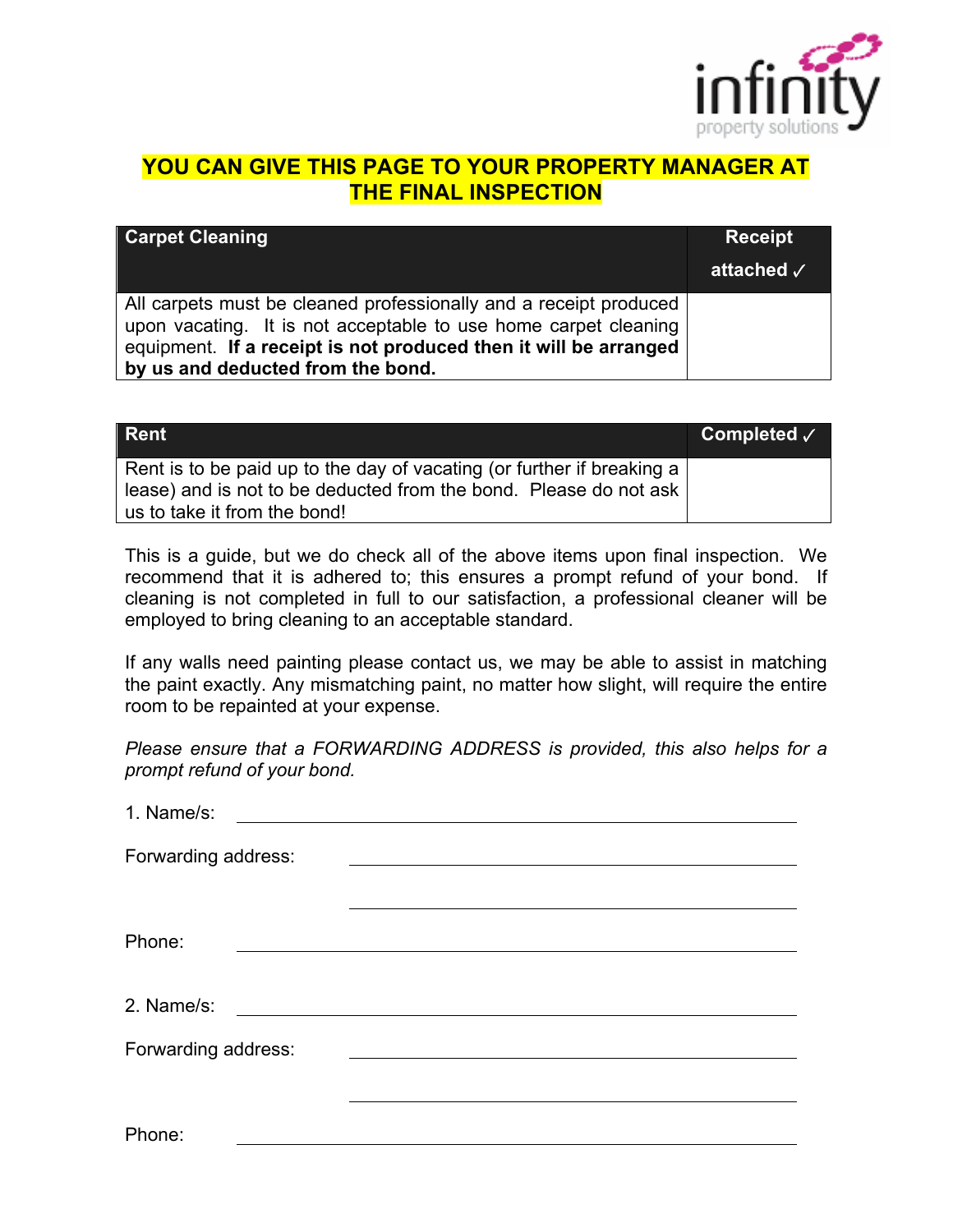**YOU CAN GIVE THIS PAGE TO YOUR PROPERTY MANAGER AT THE FINAL INSPECTION**

| Carpet Cleaning | Receipt attached ✓ |
|---|---|
| All carpets must be cleaned professionally and a receipt produced upon vacating. It is not acceptable to use home carpet cleaning equipment. **If a receipt is not produced then it will be arranged by us and deducted from the bond.** | |

| Rent | Completed ✓ |
|---|---|
| Rent is to be paid up to the day of vacating (or further if breaking a lease) and is not to be deducted from the bond. Please do not ask us to take it from the bond! | |

This is a guide, but we do check all of the above items upon final inspection. We recommend that it is adhered to; this ensures a prompt refund of your bond. If cleaning is not completed in full to our satisfaction, a professional cleaner will be employed to bring cleaning to an acceptable standard.

If any walls need painting please contact us, we may be able to assist in matching the paint exactly. Any mismatching paint, no matter how slight, will require the entire room to be repainted at your expense.

*Please ensure that a FORWARDING ADDRESS is provided, this also helps for a prompt refund of your bond.*

1. Name/s: ______________________________

Forwarding address: ______________________________

______________________________

Phone: ______________________________

2. Name/s: ______________________________

Forwarding address: ______________________________

______________________________

Phone: ______________________________